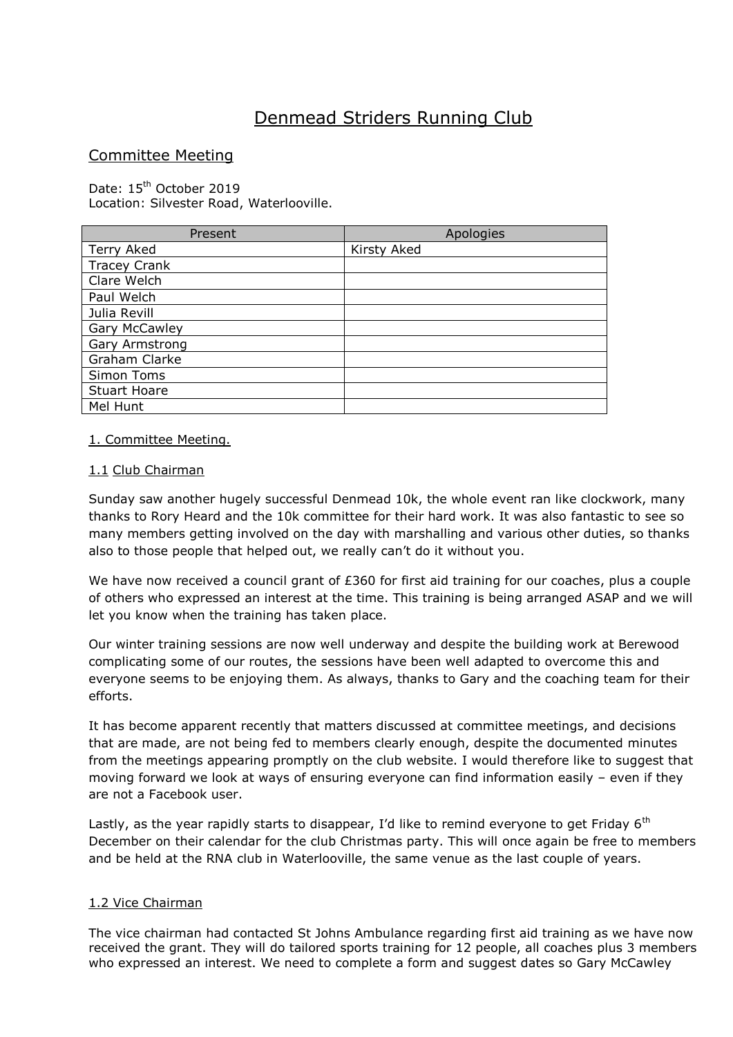# Denmead Striders Running Club

## Committee Meeting

Date: 15th October 2019
Location: Silvester Road, Waterlooville.

| Present | Apologies |
|---|---|
| Terry Aked | Kirsty Aked |
| Tracey Crank | |
| Clare Welch | |
| Paul Welch | |
| Julia Revill | |
| Gary McCawley | |
| Gary Armstrong | |
| Graham Clarke | |
| Simon Toms | |
| Stuart Hoare | |
| Mel Hunt | |

### 1. Committee Meeting.

#### 1.1 Club Chairman

Sunday saw another hugely successful Denmead 10k, the whole event ran like clockwork, many thanks to Rory Heard and the 10k committee for their hard work. It was also fantastic to see so many members getting involved on the day with marshalling and various other duties, so thanks also to those people that helped out, we really can't do it without you.

We have now received a council grant of £360 for first aid training for our coaches, plus a couple of others who expressed an interest at the time. This training is being arranged ASAP and we will let you know when the training has taken place.

Our winter training sessions are now well underway and despite the building work at Berewood complicating some of our routes, the sessions have been well adapted to overcome this and everyone seems to be enjoying them. As always, thanks to Gary and the coaching team for their efforts.

It has become apparent recently that matters discussed at committee meetings, and decisions that are made, are not being fed to members clearly enough, despite the documented minutes from the meetings appearing promptly on the club website. I would therefore like to suggest that moving forward we look at ways of ensuring everyone can find information easily – even if they are not a Facebook user.

Lastly, as the year rapidly starts to disappear, I'd like to remind everyone to get Friday 6th December on their calendar for the club Christmas party. This will once again be free to members and be held at the RNA club in Waterlooville, the same venue as the last couple of years.

#### 1.2 Vice Chairman

The vice chairman had contacted St Johns Ambulance regarding first aid training as we have now received the grant. They will do tailored sports training for 12 people, all coaches plus 3 members who expressed an interest. We need to complete a form and suggest dates so Gary McCawley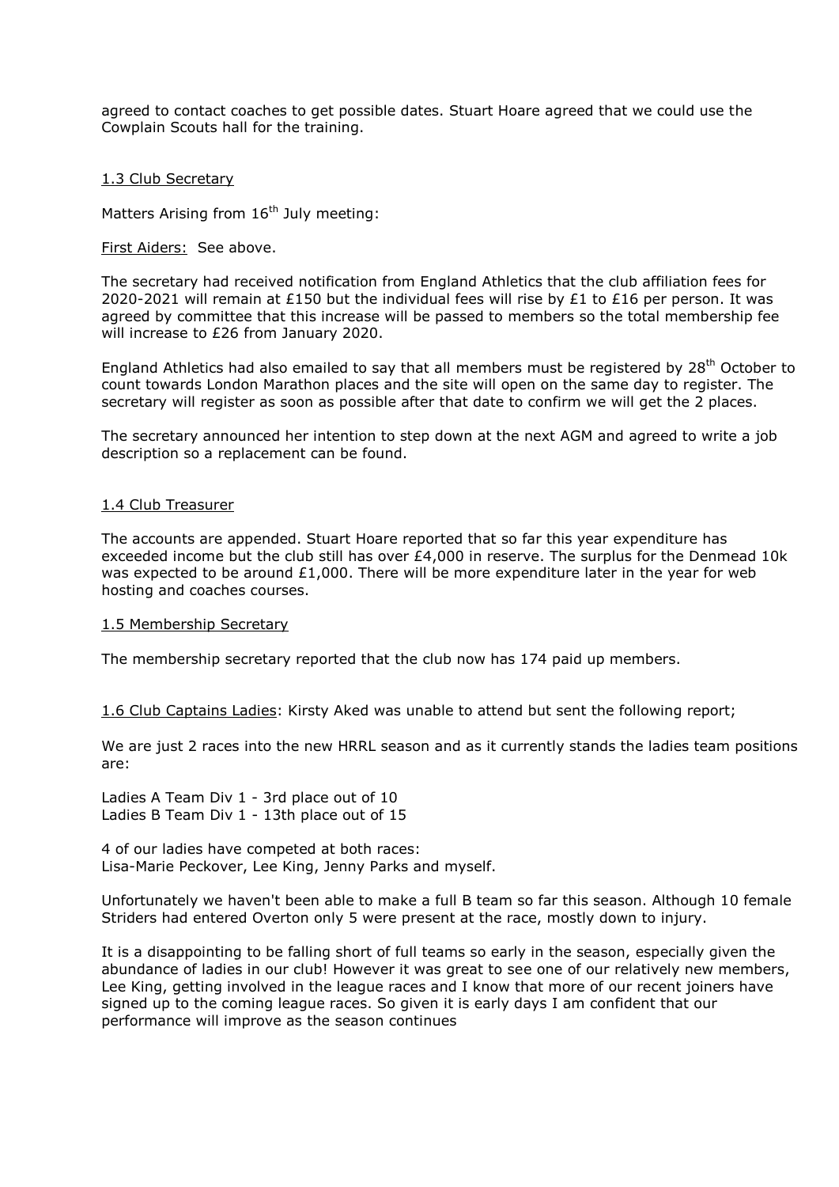agreed to contact coaches to get possible dates. Stuart Hoare agreed that we could use the Cowplain Scouts hall for the training.

1.3 Club Secretary

Matters Arising from 16th July meeting:

First Aiders: See above.

The secretary had received notification from England Athletics that the club affiliation fees for 2020-2021 will remain at £150 but the individual fees will rise by £1 to £16 per person. It was agreed by committee that this increase will be passed to members so the total membership fee will increase to £26 from January 2020.

England Athletics had also emailed to say that all members must be registered by 28th October to count towards London Marathon places and the site will open on the same day to register. The secretary will register as soon as possible after that date to confirm we will get the 2 places.

The secretary announced her intention to step down at the next AGM and agreed to write a job description so a replacement can be found.

1.4 Club Treasurer

The accounts are appended. Stuart Hoare reported that so far this year expenditure has exceeded income but the club still has over £4,000 in reserve. The surplus for the Denmead 10k was expected to be around £1,000. There will be more expenditure later in the year for web hosting and coaches courses.

1.5 Membership Secretary

The membership secretary reported that the club now has 174 paid up members.

1.6 Club Captains Ladies: Kirsty Aked was unable to attend but sent the following report;

We are just 2 races into the new HRRL season and as it currently stands the ladies team positions are:

Ladies A Team Div 1 - 3rd place out of 10
Ladies B Team Div 1 - 13th place out of 15

4 of our ladies have competed at both races:
Lisa-Marie Peckover, Lee King, Jenny Parks and myself.

Unfortunately we haven't been able to make a full B team so far this season. Although 10 female Striders had entered Overton only 5 were present at the race, mostly down to injury.

It is a disappointing to be falling short of full teams so early in the season, especially given the abundance of ladies in our club! However it was great to see one of our relatively new members, Lee King, getting involved in the league races and I know that more of our recent joiners have signed up to the coming league races. So given it is early days I am confident that our performance will improve as the season continues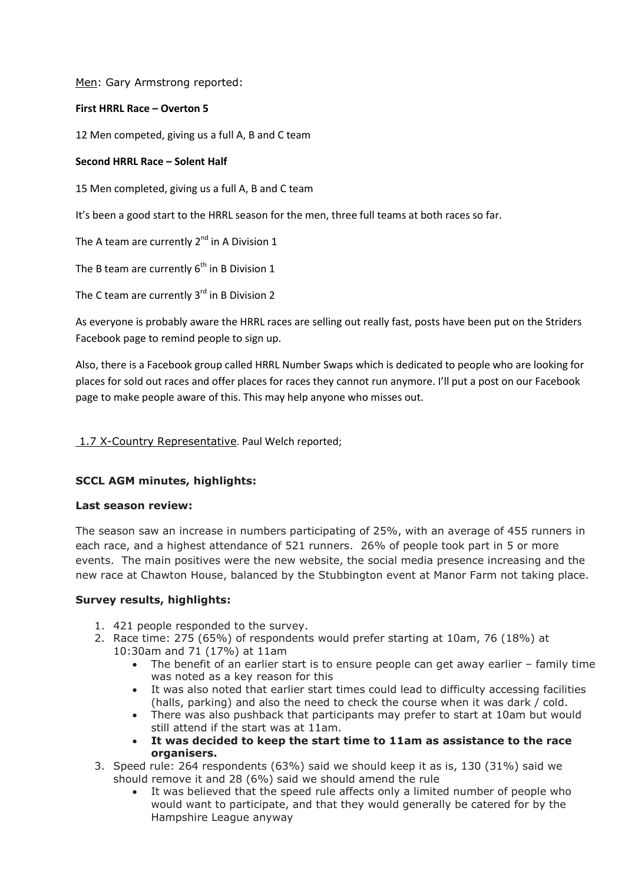Men: Gary Armstrong reported:

**First HRRL Race – Overton 5**

12 Men competed, giving us a full A, B and C team

**Second HRRL Race – Solent Half**

15 Men completed, giving us a full A, B and C team

It's been a good start to the HRRL season for the men, three full teams at both races so far.

The A team are currently 2nd in A Division 1

The B team are currently 6th in B Division 1

The C team are currently 3rd in B Division 2

As everyone is probably aware the HRRL races are selling out really fast, posts have been put on the Striders Facebook page to remind people to sign up.

Also, there is a Facebook group called HRRL Number Swaps which is dedicated to people who are looking for places for sold out races and offer places for races they cannot run anymore. I'll put a post on our Facebook page to make people aware of this. This may help anyone who misses out.

1.7 X-Country Representative. Paul Welch reported;

**SCCL AGM minutes, highlights:**

**Last season review:**

The season saw an increase in numbers participating of 25%, with an average of 455 runners in each race, and a highest attendance of 521 runners. 26% of people took part in 5 or more events. The main positives were the new website, the social media presence increasing and the new race at Chawton House, balanced by the Stubbington event at Manor Farm not taking place.

**Survey results, highlights:**

1. 421 people responded to the survey.
2. Race time: 275 (65%) of respondents would prefer starting at 10am, 76 (18%) at 10:30am and 71 (17%) at 11am
   - The benefit of an earlier start is to ensure people can get away earlier – family time was noted as a key reason for this
   - It was also noted that earlier start times could lead to difficulty accessing facilities (halls, parking) and also the need to check the course when it was dark / cold.
   - There was also pushback that participants may prefer to start at 10am but would still attend if the start was at 11am.
   - **It was decided to keep the start time to 11am as assistance to the race organisers.**
3. Speed rule: 264 respondents (63%) said we should keep it as is, 130 (31%) said we should remove it and 28 (6%) said we should amend the rule
   - It was believed that the speed rule affects only a limited number of people who would want to participate, and that they would generally be catered for by the Hampshire League anyway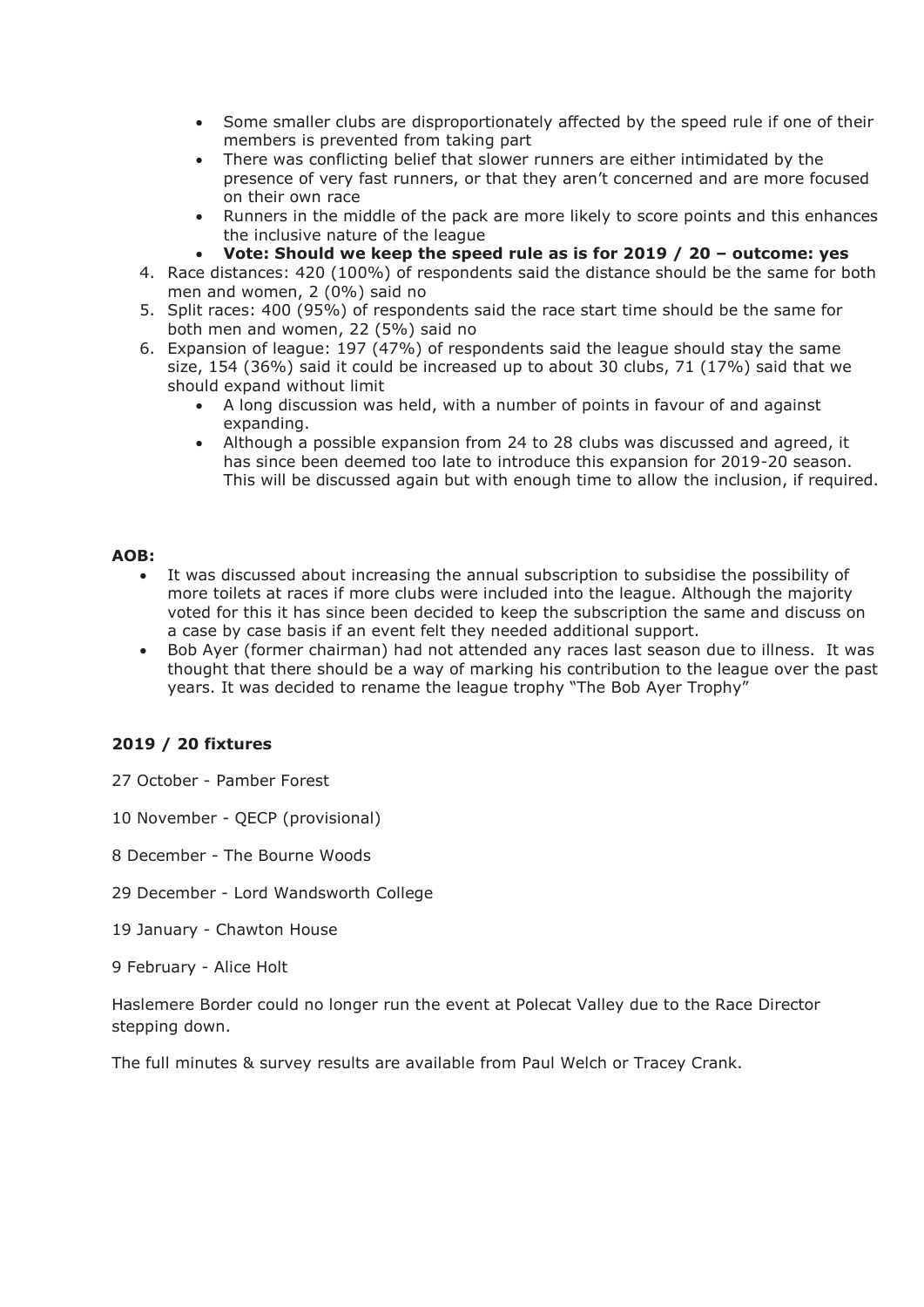- Some smaller clubs are disproportionately affected by the speed rule if one of their members is prevented from taking part
- There was conflicting belief that slower runners are either intimidated by the presence of very fast runners, or that they aren't concerned and are more focused on their own race
- Runners in the middle of the pack are more likely to score points and this enhances the inclusive nature of the league
- **Vote: Should we keep the speed rule as is for 2019 / 20 – outcome: yes**

4. Race distances: 420 (100%) of respondents said the distance should be the same for both men and women, 2 (0%) said no
5. Split races: 400 (95%) of respondents said the race start time should be the same for both men and women, 22 (5%) said no
6. Expansion of league: 197 (47%) of respondents said the league should stay the same size, 154 (36%) said it could be increased up to about 30 clubs, 71 (17%) said that we should expand without limit
    - A long discussion was held, with a number of points in favour of and against expanding.
    - Although a possible expansion from 24 to 28 clubs was discussed and agreed, it has since been deemed too late to introduce this expansion for 2019-20 season. This will be discussed again but with enough time to allow the inclusion, if required.

**AOB:**

- It was discussed about increasing the annual subscription to subsidise the possibility of more toilets at races if more clubs were included into the league. Although the majority voted for this it has since been decided to keep the subscription the same and discuss on a case by case basis if an event felt they needed additional support.
- Bob Ayer (former chairman) had not attended any races last season due to illness. It was thought that there should be a way of marking his contribution to the league over the past years. It was decided to rename the league trophy "The Bob Ayer Trophy"

**2019 / 20 fixtures**

27 October - Pamber Forest

10 November - QECP (provisional)

8 December - The Bourne Woods

29 December - Lord Wandsworth College

19 January - Chawton House

9 February - Alice Holt

Haslemere Border could no longer run the event at Polecat Valley due to the Race Director stepping down.

The full minutes & survey results are available from Paul Welch or Tracey Crank.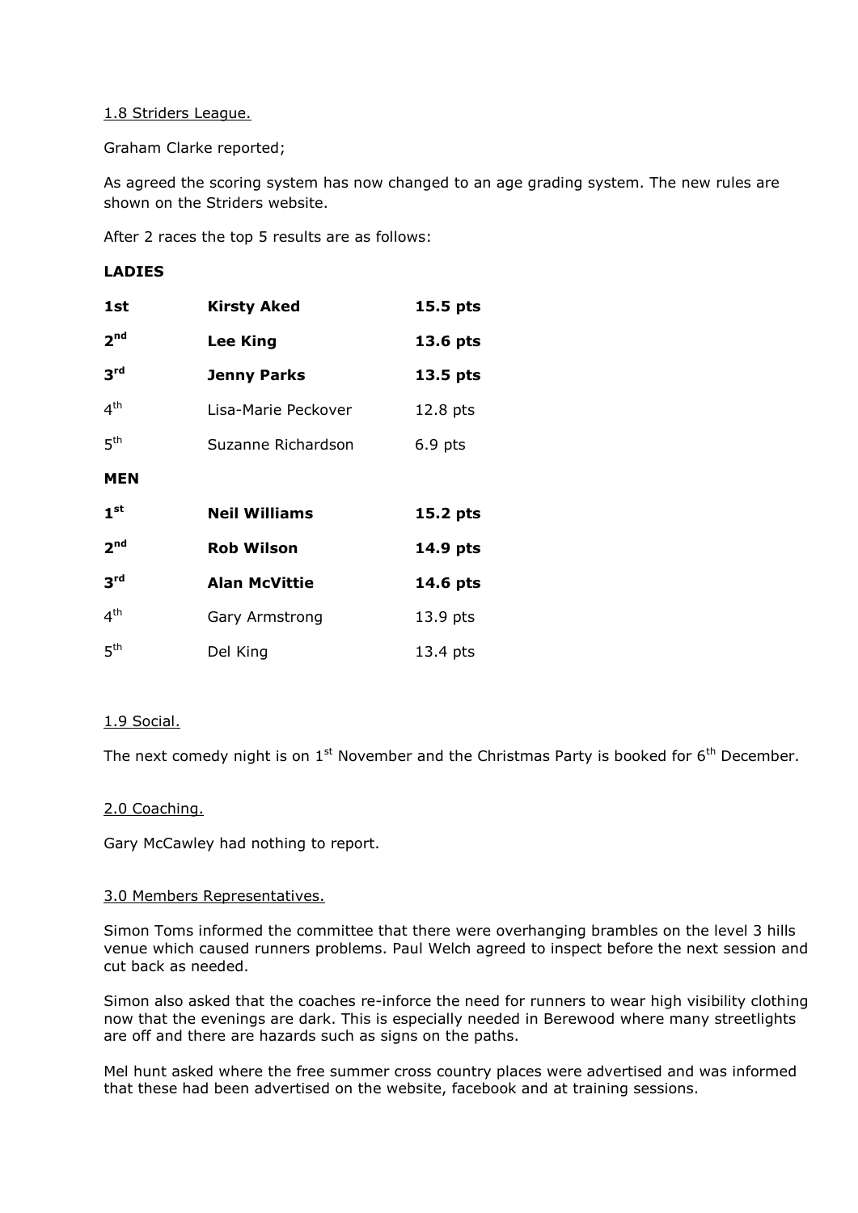1.8 Striders League.

Graham Clarke reported;

As agreed the scoring system has now changed to an age grading system. The new rules are shown on the Striders website.

After 2 races the top 5 results are as follows:

**LADIES**

| | | |
|---|---|---|
| **1st** | **Kirsty Aked** | **15.5 pts** |
| **2nd** | **Lee King** | **13.6 pts** |
| **3rd** | **Jenny Parks** | **13.5 pts** |
| 4th | Lisa-Marie Peckover | 12.8 pts |
| 5th | Suzanne Richardson | 6.9 pts |

**MEN**

| | | |
|---|---|---|
| **1st** | **Neil Williams** | **15.2 pts** |
| **2nd** | **Rob Wilson** | **14.9 pts** |
| **3rd** | **Alan McVittie** | **14.6 pts** |
| 4th | Gary Armstrong | 13.9 pts |
| 5th | Del King | 13.4 pts |

1.9 Social.

The next comedy night is on 1st November and the Christmas Party is booked for 6th December.

2.0 Coaching.

Gary McCawley had nothing to report.

3.0 Members Representatives.

Simon Toms informed the committee that there were overhanging brambles on the level 3 hills venue which caused runners problems. Paul Welch agreed to inspect before the next session and cut back as needed.

Simon also asked that the coaches re-inforce the need for runners to wear high visibility clothing now that the evenings are dark. This is especially needed in Berewood where many streetlights are off and there are hazards such as signs on the paths.

Mel hunt asked where the free summer cross country places were advertised and was informed that these had been advertised on the website, facebook and at training sessions.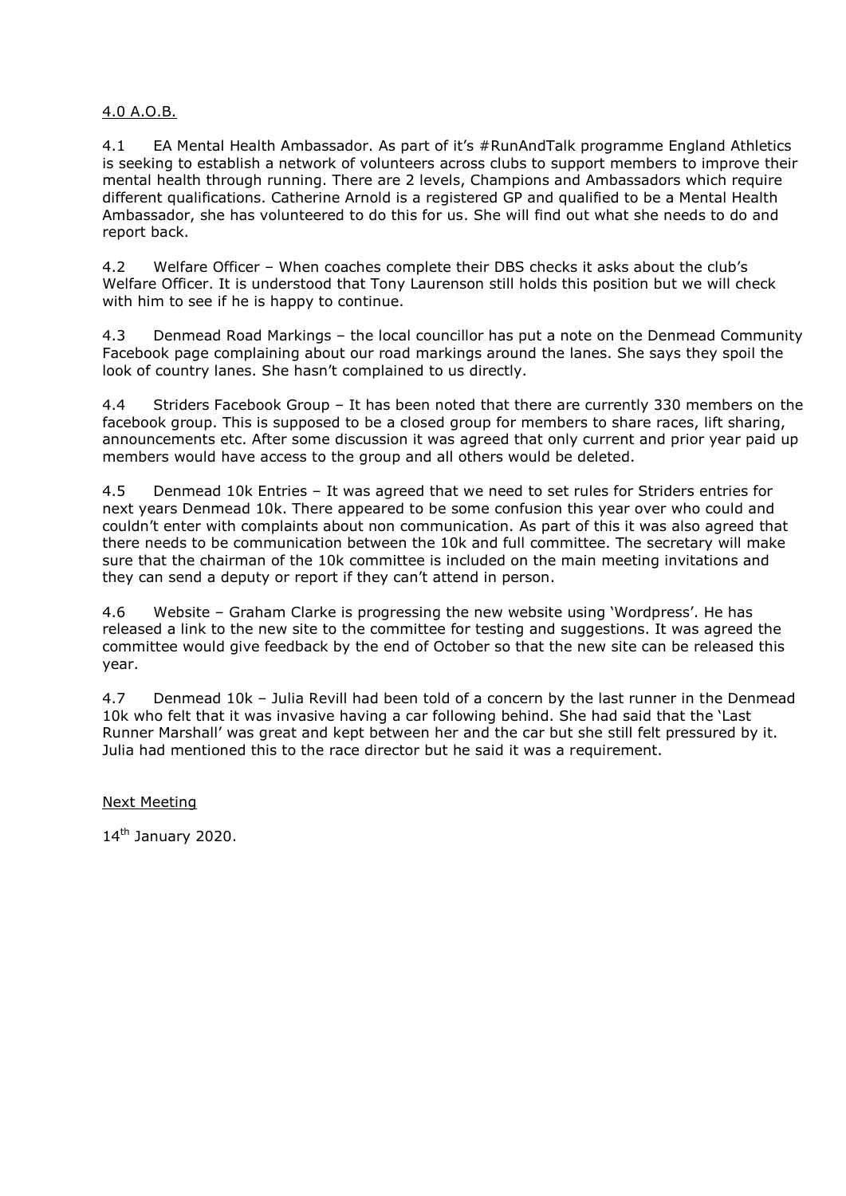4.0 A.O.B.

4.1 EA Mental Health Ambassador. As part of it's #RunAndTalk programme England Athletics is seeking to establish a network of volunteers across clubs to support members to improve their mental health through running. There are 2 levels, Champions and Ambassadors which require different qualifications. Catherine Arnold is a registered GP and qualified to be a Mental Health Ambassador, she has volunteered to do this for us. She will find out what she needs to do and report back.

4.2 Welfare Officer – When coaches complete their DBS checks it asks about the club's Welfare Officer. It is understood that Tony Laurenson still holds this position but we will check with him to see if he is happy to continue.

4.3 Denmead Road Markings – the local councillor has put a note on the Denmead Community Facebook page complaining about our road markings around the lanes. She says they spoil the look of country lanes. She hasn't complained to us directly.

4.4 Striders Facebook Group – It has been noted that there are currently 330 members on the facebook group. This is supposed to be a closed group for members to share races, lift sharing, announcements etc. After some discussion it was agreed that only current and prior year paid up members would have access to the group and all others would be deleted.

4.5 Denmead 10k Entries – It was agreed that we need to set rules for Striders entries for next years Denmead 10k. There appeared to be some confusion this year over who could and couldn't enter with complaints about non communication. As part of this it was also agreed that there needs to be communication between the 10k and full committee. The secretary will make sure that the chairman of the 10k committee is included on the main meeting invitations and they can send a deputy or report if they can't attend in person.

4.6 Website – Graham Clarke is progressing the new website using 'Wordpress'. He has released a link to the new site to the committee for testing and suggestions. It was agreed the committee would give feedback by the end of October so that the new site can be released this year.

4.7 Denmead 10k – Julia Revill had been told of a concern by the last runner in the Denmead 10k who felt that it was invasive having a car following behind. She had said that the 'Last Runner Marshall' was great and kept between her and the car but she still felt pressured by it. Julia had mentioned this to the race director but he said it was a requirement.

Next Meeting

14th January 2020.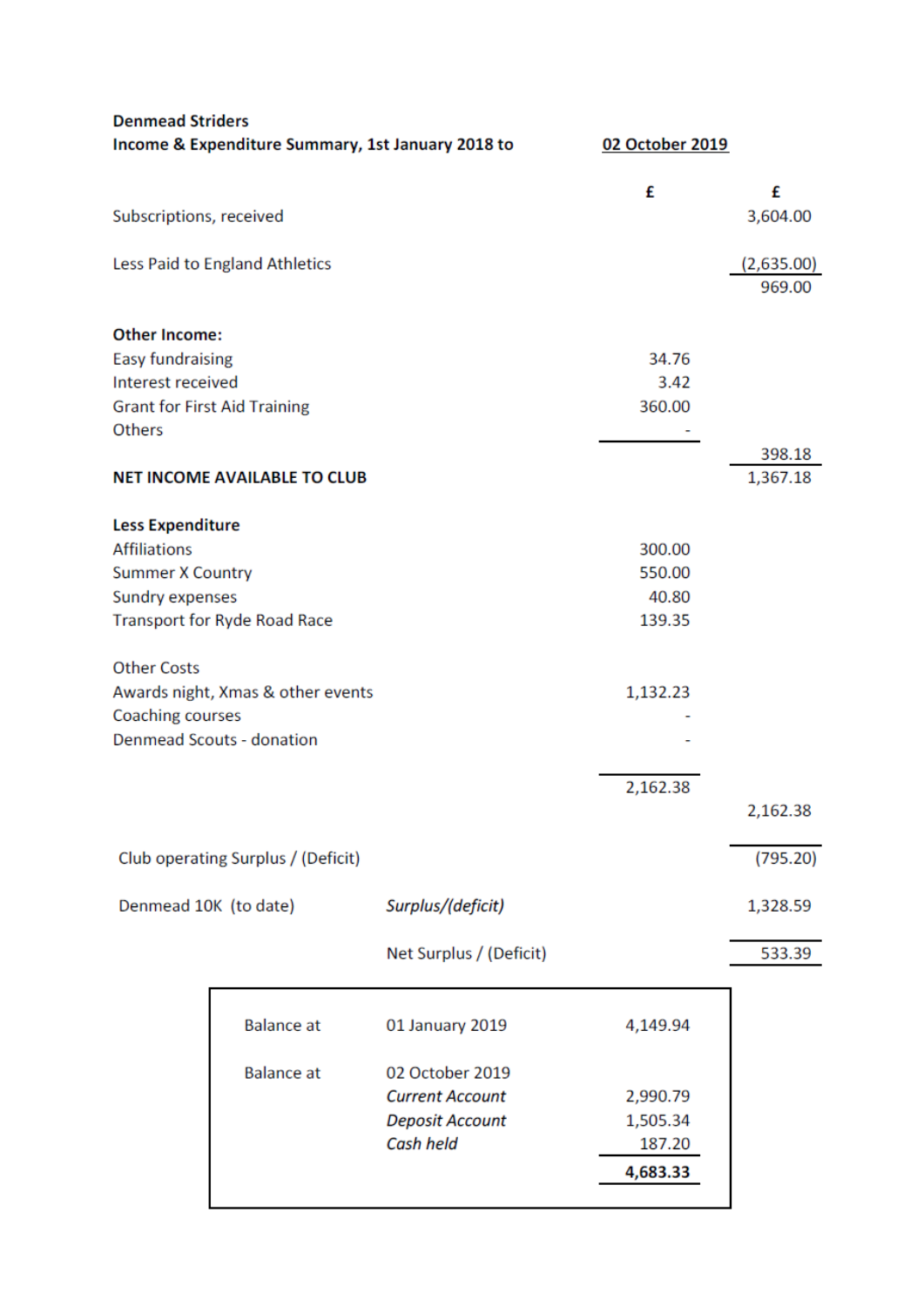**Denmead Striders**

**Income & Expenditure Summary, 1st January 2018 to** **02 October 2019**

| | | £ | £ |
|---|---|---|---|
| Subscriptions, received | | | 3,604.00 |
| Less Paid to England Athletics | | | (2,635.00) |
| | | | 969.00 |
| **Other Income:** | | | |
| Easy fundraising | | 34.76 | |
| Interest received | | 3.42 | |
| Grant for First Aid Training | | 360.00 | |
| Others | | - | |
| | | | 398.18 |
| **NET INCOME AVAILABLE TO CLUB** | | | 1,367.18 |
| **Less Expenditure** | | | |
| Affiliations | | 300.00 | |
| Summer X Country | | 550.00 | |
| Sundry expenses | | 40.80 | |
| Transport for Ryde Road Race | | 139.35 | |
| Other Costs | | | |
| Awards night, Xmas & other events | | 1,132.23 | |
| Coaching courses | | - | |
| Denmead Scouts - donation | | - | |
| | | 2,162.38 | |
| | | | 2,162.38 |
| Club operating Surplus / (Deficit) | | | (795.20) |
| Denmead 10K (to date) | *Surplus/(deficit)* | | 1,328.59 |
| | Net Surplus / (Deficit) | | 533.39 |

| | | |
|---|---|---|
| Balance at | 01 January 2019 | 4,149.94 |
| Balance at | 02 October 2019 | |
| | *Current Account* | 2,990.79 |
| | *Deposit Account* | 1,505.34 |
| | *Cash held* | 187.20 |
| | | **4,683.33** |